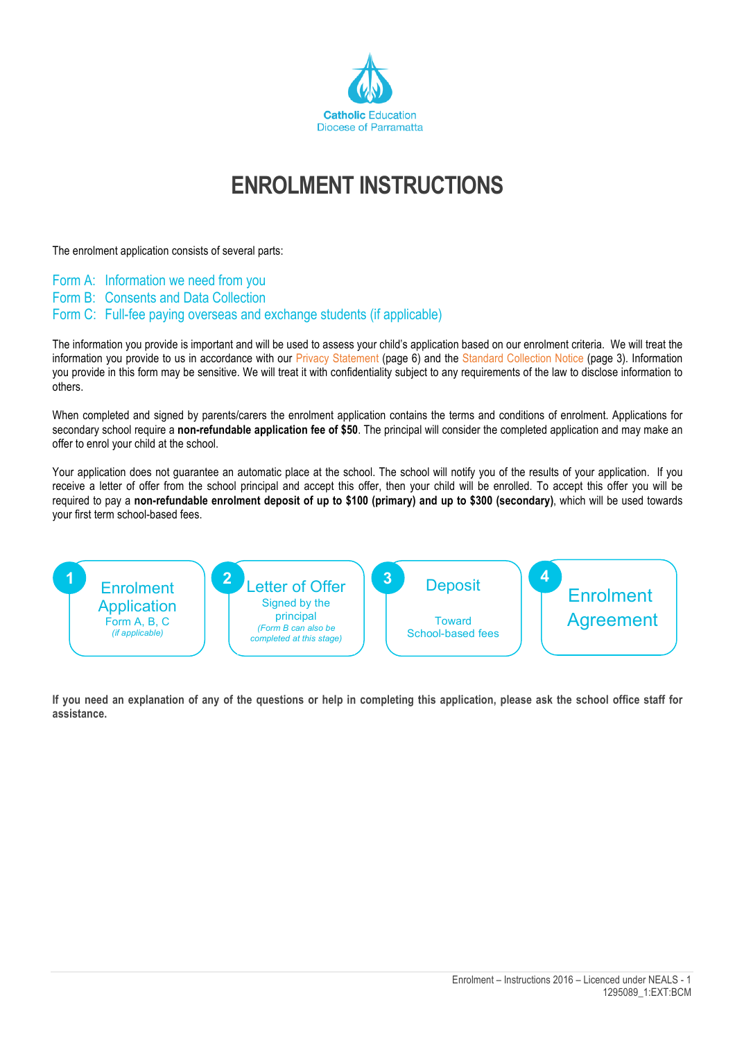Catholic Education
Diocese of Parramatta

# ENROLMENT INSTRUCTIONS

The enrolment application consists of several parts:

Form A: Information we need from you
Form B: Consents and Data Collection
Form C: Full-fee paying overseas and exchange students (if applicable)

The information you provide is important and will be used to assess your child's application based on our enrolment criteria. We will treat the information you provide to us in accordance with our Privacy Statement (page 6) and the Standard Collection Notice (page 3). Information you provide in this form may be sensitive. We will treat it with confidentiality subject to any requirements of the law to disclose information to others.

When completed and signed by parents/carers the enrolment application contains the terms and conditions of enrolment. Applications for secondary school require a **non-refundable application fee of $50**. The principal will consider the completed application and may make an offer to enrol your child at the school.

Your application does not guarantee an automatic place at the school. The school will notify you of the results of your application. If you receive a letter of offer from the school principal and accept this offer, then your child will be enrolled. To accept this offer you will be required to pay a **non-refundable enrolment deposit of up to $100 (primary) and up to $300 (secondary)**, which will be used towards your first term school-based fees.

1. **Enrolment Application** – Form A, B, C *(if applicable)*
2. **Letter of Offer** – Signed by the principal *(Form B can also be completed at this stage)*
3. **Deposit** – Toward School-based fees
4. **Enrolment Agreement**

**If you need an explanation of any of the questions or help in completing this application, please ask the school office staff for assistance.**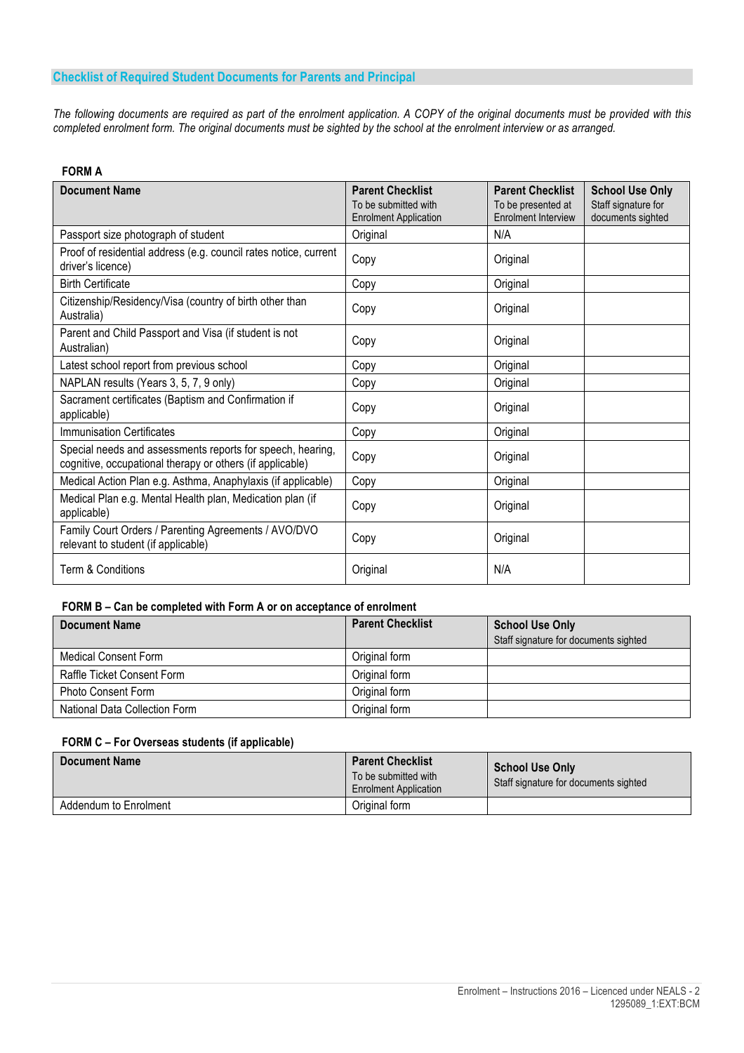## Checklist of Required Student Documents for Parents and Principal

*The following documents are required as part of the enrolment application. A COPY of the original documents must be provided with this completed enrolment form. The original documents must be sighted by the school at the enrolment interview or as arranged.*

### FORM A

| Document Name | Parent Checklist To be submitted with Enrolment Application | Parent Checklist To be presented at Enrolment Interview | School Use Only Staff signature for documents sighted |
|---|---|---|---|
| Passport size photograph of student | Original | N/A | |
| Proof of residential address (e.g. council rates notice, current driver's licence) | Copy | Original | |
| Birth Certificate | Copy | Original | |
| Citizenship/Residency/Visa (country of birth other than Australia) | Copy | Original | |
| Parent and Child Passport and Visa (if student is not Australian) | Copy | Original | |
| Latest school report from previous school | Copy | Original | |
| NAPLAN results (Years 3, 5, 7, 9 only) | Copy | Original | |
| Sacrament certificates (Baptism and Confirmation if applicable) | Copy | Original | |
| Immunisation Certificates | Copy | Original | |
| Special needs and assessments reports for speech, hearing, cognitive, occupational therapy or others (if applicable) | Copy | Original | |
| Medical Action Plan e.g. Asthma, Anaphylaxis (if applicable) | Copy | Original | |
| Medical Plan e.g. Mental Health plan, Medication plan (if applicable) | Copy | Original | |
| Family Court Orders / Parenting Agreements / AVO/DVO relevant to student (if applicable) | Copy | Original | |
| Term & Conditions | Original | N/A | |

### FORM B – Can be completed with Form A or on acceptance of enrolment

| Document Name | Parent Checklist | School Use Only Staff signature for documents sighted |
|---|---|---|
| Medical Consent Form | Original form | |
| Raffle Ticket Consent Form | Original form | |
| Photo Consent Form | Original form | |
| National Data Collection Form | Original form | |

### FORM C – For Overseas students (if applicable)

| Document Name | Parent Checklist To be submitted with Enrolment Application | School Use Only Staff signature for documents sighted |
|---|---|---|
| Addendum to Enrolment | Original form | |

Enrolment – Instructions 2016 – Licenced under NEALS - 2
1295089_1:EXT:BCM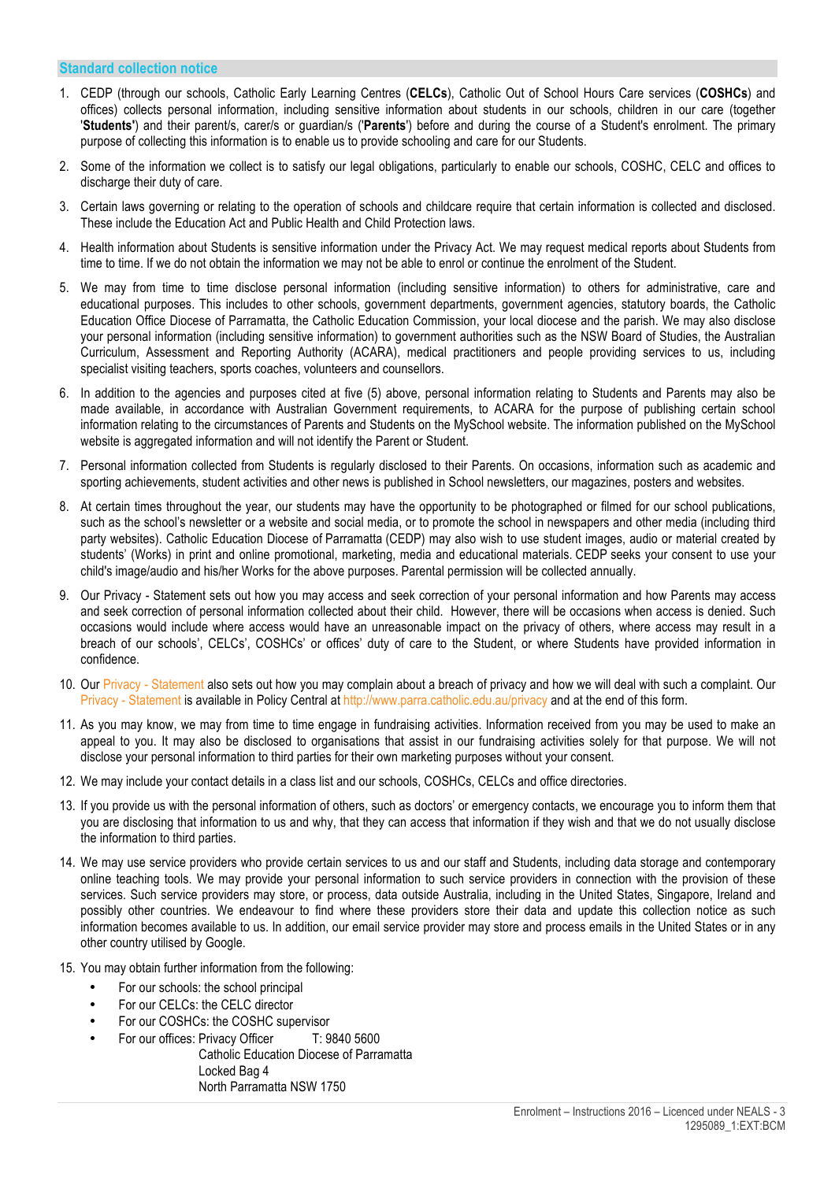## Standard collection notice

1. CEDP (through our schools, Catholic Early Learning Centres (**CELCs**), Catholic Out of School Hours Care services (**COSHCs**) and offices) collects personal information, including sensitive information about students in our schools, children in our care (together '**Students'**) and their parent/s, carer/s or guardian/s ('**Parents**') before and during the course of a Student's enrolment. The primary purpose of collecting this information is to enable us to provide schooling and care for our Students.
2. Some of the information we collect is to satisfy our legal obligations, particularly to enable our schools, COSHC, CELC and offices to discharge their duty of care.
3. Certain laws governing or relating to the operation of schools and childcare require that certain information is collected and disclosed. These include the Education Act and Public Health and Child Protection laws.
4. Health information about Students is sensitive information under the Privacy Act. We may request medical reports about Students from time to time. If we do not obtain the information we may not be able to enrol or continue the enrolment of the Student.
5. We may from time to time disclose personal information (including sensitive information) to others for administrative, care and educational purposes. This includes to other schools, government departments, government agencies, statutory boards, the Catholic Education Office Diocese of Parramatta, the Catholic Education Commission, your local diocese and the parish. We may also disclose your personal information (including sensitive information) to government authorities such as the NSW Board of Studies, the Australian Curriculum, Assessment and Reporting Authority (ACARA), medical practitioners and people providing services to us, including specialist visiting teachers, sports coaches, volunteers and counsellors.
6. In addition to the agencies and purposes cited at five (5) above, personal information relating to Students and Parents may also be made available, in accordance with Australian Government requirements, to ACARA for the purpose of publishing certain school information relating to the circumstances of Parents and Students on the MySchool website. The information published on the MySchool website is aggregated information and will not identify the Parent or Student.
7. Personal information collected from Students is regularly disclosed to their Parents. On occasions, information such as academic and sporting achievements, student activities and other news is published in School newsletters, our magazines, posters and websites.
8. At certain times throughout the year, our students may have the opportunity to be photographed or filmed for our school publications, such as the school's newsletter or a website and social media, or to promote the school in newspapers and other media (including third party websites). Catholic Education Diocese of Parramatta (CEDP) may also wish to use student images, audio or material created by students' (Works) in print and online promotional, marketing, media and educational materials. CEDP seeks your consent to use your child's image/audio and his/her Works for the above purposes. Parental permission will be collected annually.
9. Our Privacy - Statement sets out how you may access and seek correction of your personal information and how Parents may access and seek correction of personal information collected about their child. However, there will be occasions when access is denied. Such occasions would include where access would have an unreasonable impact on the privacy of others, where access may result in a breach of our schools', CELCs', COSHCs' or offices' duty of care to the Student, or where Students have provided information in confidence.
10. Our Privacy - Statement also sets out how you may complain about a breach of privacy and how we will deal with such a complaint. Our Privacy - Statement is available in Policy Central at http://www.parra.catholic.edu.au/privacy and at the end of this form.
11. As you may know, we may from time to time engage in fundraising activities. Information received from you may be used to make an appeal to you. It may also be disclosed to organisations that assist in our fundraising activities solely for that purpose. We will not disclose your personal information to third parties for their own marketing purposes without your consent.
12. We may include your contact details in a class list and our schools, COSHCs, CELCs and office directories.
13. If you provide us with the personal information of others, such as doctors' or emergency contacts, we encourage you to inform them that you are disclosing that information to us and why, that they can access that information if they wish and that we do not usually disclose the information to third parties.
14. We may use service providers who provide certain services to us and our staff and Students, including data storage and contemporary online teaching tools. We may provide your personal information to such service providers in connection with the provision of these services. Such service providers may store, or process, data outside Australia, including in the United States, Singapore, Ireland and possibly other countries. We endeavour to find where these providers store their data and update this collection notice as such information becomes available to us. In addition, our email service provider may store and process emails in the United States or in any other country utilised by Google.
15. You may obtain further information from the following:
    - For our schools: the school principal
    - For our CELCs: the CELC director
    - For our COSHCs: the COSHC supervisor
    - For our offices: Privacy Officer T: 9840 5600
      Catholic Education Diocese of Parramatta
      Locked Bag 4
      North Parramatta NSW 1750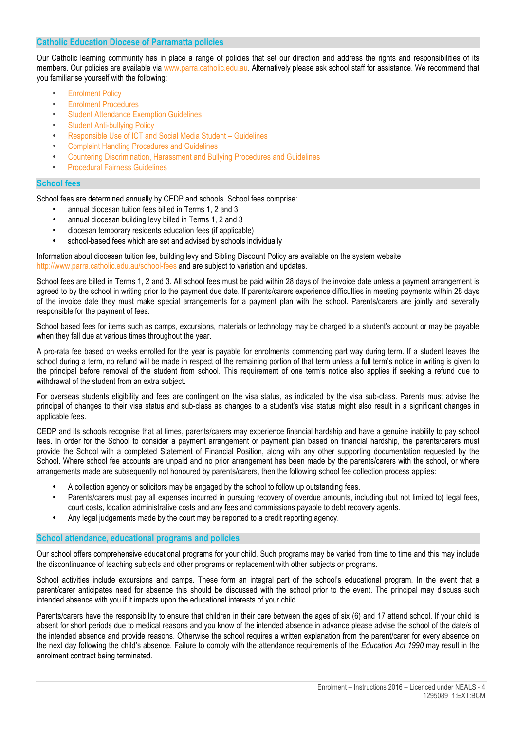## Catholic Education Diocese of Parramatta policies

Our Catholic learning community has in place a range of policies that set our direction and address the rights and responsibilities of its members. Our policies are available via www.parra.catholic.edu.au. Alternatively please ask school staff for assistance. We recommend that you familiarise yourself with the following:

- Enrolment Policy
- Enrolment Procedures
- Student Attendance Exemption Guidelines
- Student Anti-bullying Policy
- Responsible Use of ICT and Social Media Student – Guidelines
- Complaint Handling Procedures and Guidelines
- Countering Discrimination, Harassment and Bullying Procedures and Guidelines
- Procedural Fairness Guidelines

## School fees

School fees are determined annually by CEDP and schools. School fees comprise:

- annual diocesan tuition fees billed in Terms 1, 2 and 3
- annual diocesan building levy billed in Terms 1, 2 and 3
- diocesan temporary residents education fees (if applicable)
- school-based fees which are set and advised by schools individually

Information about diocesan tuition fee, building levy and Sibling Discount Policy are available on the system website http://www.parra.catholic.edu.au/school-fees and are subject to variation and updates.

School fees are billed in Terms 1, 2 and 3. All school fees must be paid within 28 days of the invoice date unless a payment arrangement is agreed to by the school in writing prior to the payment due date. If parents/carers experience difficulties in meeting payments within 28 days of the invoice date they must make special arrangements for a payment plan with the school. Parents/carers are jointly and severally responsible for the payment of fees.

School based fees for items such as camps, excursions, materials or technology may be charged to a student's account or may be payable when they fall due at various times throughout the year.

A pro-rata fee based on weeks enrolled for the year is payable for enrolments commencing part way during term. If a student leaves the school during a term, no refund will be made in respect of the remaining portion of that term unless a full term's notice in writing is given to the principal before removal of the student from school. This requirement of one term's notice also applies if seeking a refund due to withdrawal of the student from an extra subject.

For overseas students eligibility and fees are contingent on the visa status, as indicated by the visa sub-class. Parents must advise the principal of changes to their visa status and sub-class as changes to a student's visa status might also result in a significant changes in applicable fees.

CEDP and its schools recognise that at times, parents/carers may experience financial hardship and have a genuine inability to pay school fees. In order for the School to consider a payment arrangement or payment plan based on financial hardship, the parents/carers must provide the School with a completed Statement of Financial Position, along with any other supporting documentation requested by the School. Where school fee accounts are unpaid and no prior arrangement has been made by the parents/carers with the school, or where arrangements made are subsequently not honoured by parents/carers, then the following school fee collection process applies:

- A collection agency or solicitors may be engaged by the school to follow up outstanding fees.
- Parents/carers must pay all expenses incurred in pursuing recovery of overdue amounts, including (but not limited to) legal fees, court costs, location administrative costs and any fees and commissions payable to debt recovery agents.
- Any legal judgements made by the court may be reported to a credit reporting agency.

## School attendance, educational programs and policies

Our school offers comprehensive educational programs for your child. Such programs may be varied from time to time and this may include the discontinuance of teaching subjects and other programs or replacement with other subjects or programs.

School activities include excursions and camps. These form an integral part of the school's educational program. In the event that a parent/carer anticipates need for absence this should be discussed with the school prior to the event. The principal may discuss such intended absence with you if it impacts upon the educational interests of your child.

Parents/carers have the responsibility to ensure that children in their care between the ages of six (6) and 17 attend school. If your child is absent for short periods due to medical reasons and you know of the intended absence in advance please advise the school of the date/s of the intended absence and provide reasons. Otherwise the school requires a written explanation from the parent/carer for every absence on the next day following the child's absence. Failure to comply with the attendance requirements of the *Education Act 1990* may result in the enrolment contract being terminated.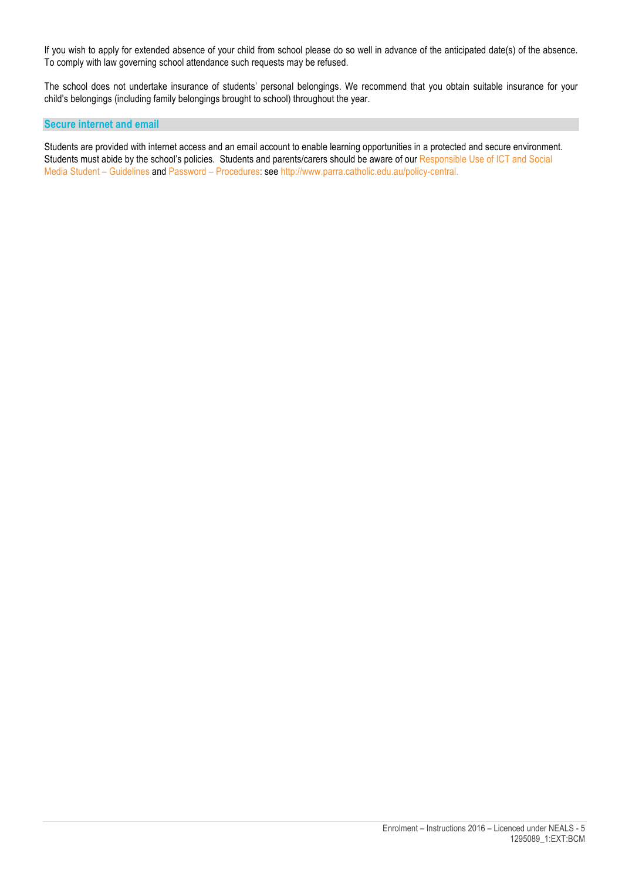If you wish to apply for extended absence of your child from school please do so well in advance of the anticipated date(s) of the absence. To comply with law governing school attendance such requests may be refused.

The school does not undertake insurance of students' personal belongings. We recommend that you obtain suitable insurance for your child's belongings (including family belongings brought to school) throughout the year.

## Secure internet and email

Students are provided with internet access and an email account to enable learning opportunities in a protected and secure environment. Students must abide by the school's policies. Students and parents/carers should be aware of our Responsible Use of ICT and Social Media Student – Guidelines and Password – Procedures: see http://www.parra.catholic.edu.au/policy-central.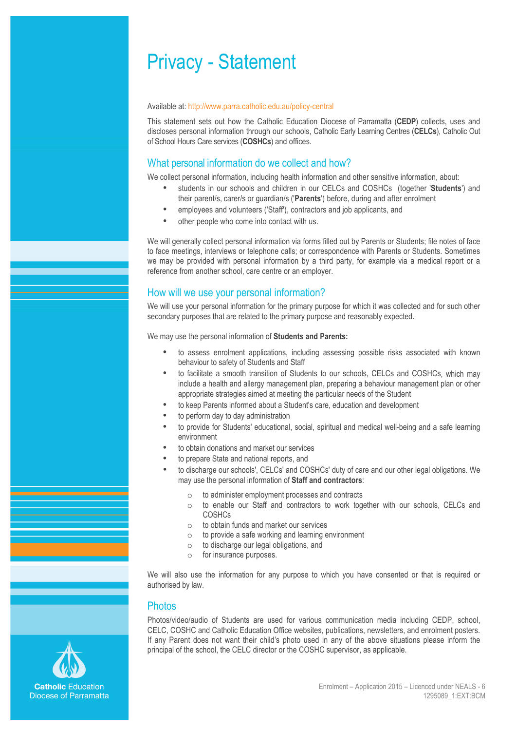# Privacy - Statement

Available at: http://www.parra.catholic.edu.au/policy-central

This statement sets out how the Catholic Education Diocese of Parramatta (**CEDP**) collects, uses and discloses personal information through our schools, Catholic Early Learning Centres (**CELCs**), Catholic Out of School Hours Care services (**COSHCs**) and offices.

## What personal information do we collect and how?

We collect personal information, including health information and other sensitive information, about:

- students in our schools and children in our CELCs and COSHCs (together '**Students**') and their parent/s, carer/s or guardian/s ('**Parents**') before, during and after enrolment
- employees and volunteers ('Staff'), contractors and job applicants, and
- other people who come into contact with us.

We will generally collect personal information via forms filled out by Parents or Students; file notes of face to face meetings, interviews or telephone calls; or correspondence with Parents or Students. Sometimes we may be provided with personal information by a third party, for example via a medical report or a reference from another school, care centre or an employer.

## How will we use your personal information?

We will use your personal information for the primary purpose for which it was collected and for such other secondary purposes that are related to the primary purpose and reasonably expected.

We may use the personal information of **Students and Parents:**

- to assess enrolment applications, including assessing possible risks associated with known behaviour to safety of Students and Staff
- to facilitate a smooth transition of Students to our schools, CELCs and COSHCs, which may include a health and allergy management plan, preparing a behaviour management plan or other appropriate strategies aimed at meeting the particular needs of the Student
- to keep Parents informed about a Student's care, education and development
- to perform day to day administration
- to provide for Students' educational, social, spiritual and medical well-being and a safe learning environment
- to obtain donations and market our services
- to prepare State and national reports, and
- to discharge our schools', CELCs' and COSHCs' duty of care and our other legal obligations. We may use the personal information of **Staff and contractors**:
  - to administer employment processes and contracts
  - to enable our Staff and contractors to work together with our schools, CELCs and COSHCs
  - to obtain funds and market our services
  - to provide a safe working and learning environment
  - to discharge our legal obligations, and
  - for insurance purposes.

We will also use the information for any purpose to which you have consented or that is required or authorised by law.

## Photos

Photos/video/audio of Students are used for various communication media including CEDP, school, CELC, COSHC and Catholic Education Office websites, publications, newsletters, and enrolment posters. If any Parent does not want their child's photo used in any of the above situations please inform the principal of the school, the CELC director or the COSHC supervisor, as applicable.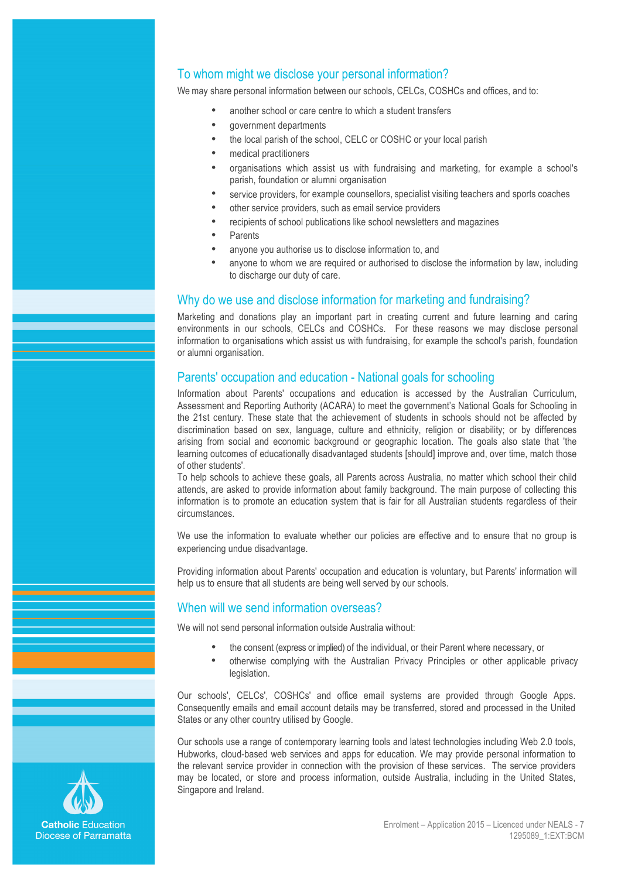## To whom might we disclose your personal information?

We may share personal information between our schools, CELCs, COSHCs and offices, and to:

- another school or care centre to which a student transfers
- government departments
- the local parish of the school, CELC or COSHC or your local parish
- medical practitioners
- organisations which assist us with fundraising and marketing, for example a school's parish, foundation or alumni organisation
- service providers, for example counsellors, specialist visiting teachers and sports coaches
- other service providers, such as email service providers
- recipients of school publications like school newsletters and magazines
- Parents
- anyone you authorise us to disclose information to, and
- anyone to whom we are required or authorised to disclose the information by law, including to discharge our duty of care.

## Why do we use and disclose information for marketing and fundraising?

Marketing and donations play an important part in creating current and future learning and caring environments in our schools, CELCs and COSHCs. For these reasons we may disclose personal information to organisations which assist us with fundraising, for example the school's parish, foundation or alumni organisation.

## Parents' occupation and education - National goals for schooling

Information about Parents' occupations and education is accessed by the Australian Curriculum, Assessment and Reporting Authority (ACARA) to meet the government's National Goals for Schooling in the 21st century. These state that the achievement of students in schools should not be affected by discrimination based on sex, language, culture and ethnicity, religion or disability; or by differences arising from social and economic background or geographic location. The goals also state that 'the learning outcomes of educationally disadvantaged students [should] improve and, over time, match those of other students'.

To help schools to achieve these goals, all Parents across Australia, no matter which school their child attends, are asked to provide information about family background. The main purpose of collecting this information is to promote an education system that is fair for all Australian students regardless of their circumstances.

We use the information to evaluate whether our policies are effective and to ensure that no group is experiencing undue disadvantage.

Providing information about Parents' occupation and education is voluntary, but Parents' information will help us to ensure that all students are being well served by our schools.

## When will we send information overseas?

We will not send personal information outside Australia without:

- the consent (express or implied) of the individual, or their Parent where necessary, or
- otherwise complying with the Australian Privacy Principles or other applicable privacy legislation.

Our schools', CELCs', COSHCs' and office email systems are provided through Google Apps. Consequently emails and email account details may be transferred, stored and processed in the United States or any other country utilised by Google.

Our schools use a range of contemporary learning tools and latest technologies including Web 2.0 tools, Hubworks, cloud-based web services and apps for education. We may provide personal information to the relevant service provider in connection with the provision of these services. The service providers may be located, or store and process information, outside Australia, including in the United States, Singapore and Ireland.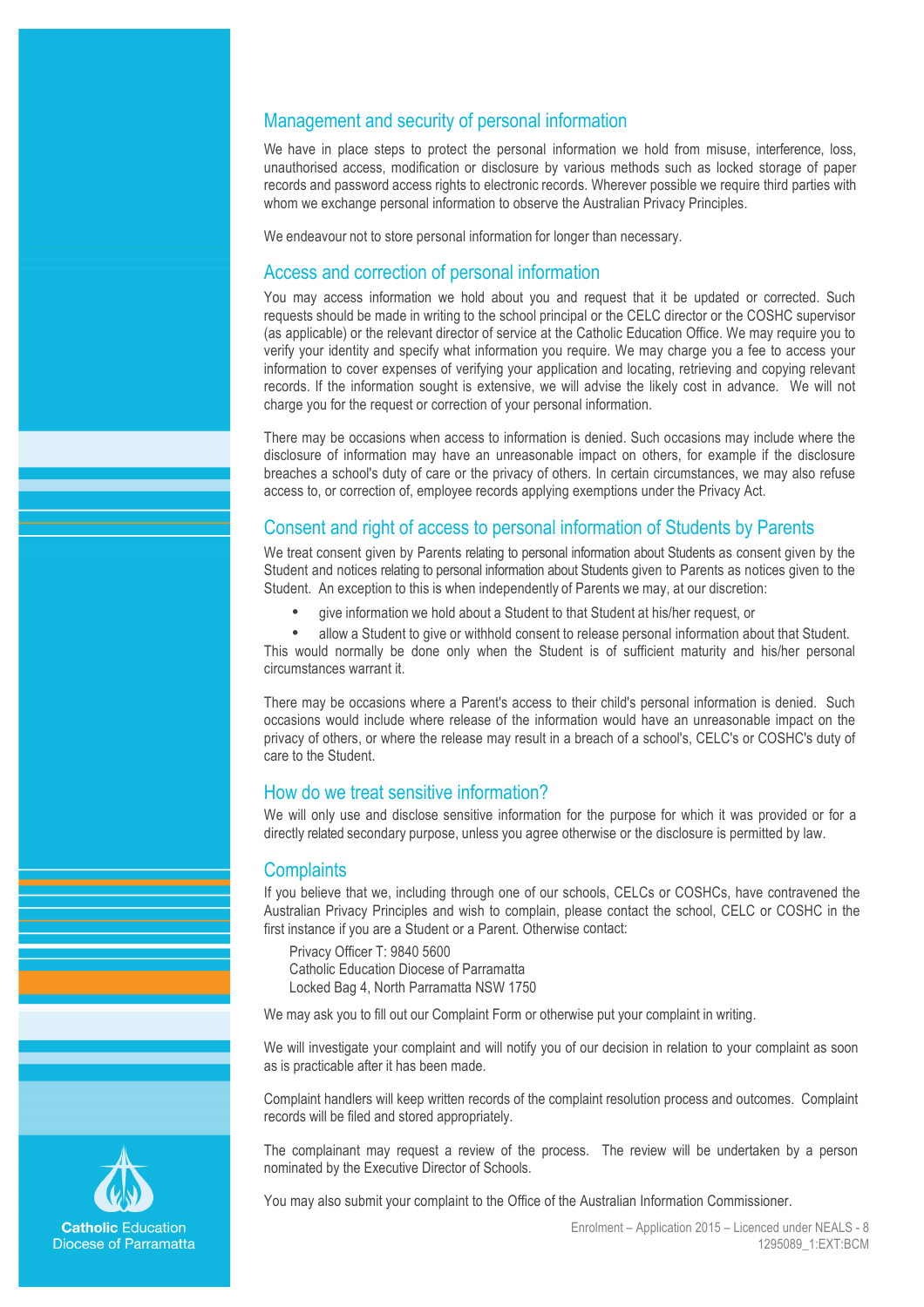## Management and security of personal information

We have in place steps to protect the personal information we hold from misuse, interference, loss, unauthorised access, modification or disclosure by various methods such as locked storage of paper records and password access rights to electronic records. Wherever possible we require third parties with whom we exchange personal information to observe the Australian Privacy Principles.

We endeavour not to store personal information for longer than necessary.

## Access and correction of personal information

You may access information we hold about you and request that it be updated or corrected. Such requests should be made in writing to the school principal or the CELC director or the COSHC supervisor (as applicable) or the relevant director of service at the Catholic Education Office. We may require you to verify your identity and specify what information you require. We may charge you a fee to access your information to cover expenses of verifying your application and locating, retrieving and copying relevant records. If the information sought is extensive, we will advise the likely cost in advance. We will not charge you for the request or correction of your personal information.

There may be occasions when access to information is denied. Such occasions may include where the disclosure of information may have an unreasonable impact on others, for example if the disclosure breaches a school's duty of care or the privacy of others. In certain circumstances, we may also refuse access to, or correction of, employee records applying exemptions under the Privacy Act.

## Consent and right of access to personal information of Students by Parents

We treat consent given by Parents relating to personal information about Students as consent given by the Student and notices relating to personal information about Students given to Parents as notices given to the Student. An exception to this is when independently of Parents we may, at our discretion:

- give information we hold about a Student to that Student at his/her request, or
- allow a Student to give or withhold consent to release personal information about that Student.

This would normally be done only when the Student is of sufficient maturity and his/her personal circumstances warrant it.

There may be occasions where a Parent's access to their child's personal information is denied. Such occasions would include where release of the information would have an unreasonable impact on the privacy of others, or where the release may result in a breach of a school's, CELC's or COSHC's duty of care to the Student.

## How do we treat sensitive information?

We will only use and disclose sensitive information for the purpose for which it was provided or for a directly related secondary purpose, unless you agree otherwise or the disclosure is permitted by law.

## Complaints

If you believe that we, including through one of our schools, CELCs or COSHCs, have contravened the Australian Privacy Principles and wish to complain, please contact the school, CELC or COSHC in the first instance if you are a Student or a Parent. Otherwise contact:

Privacy Officer T: 9840 5600
Catholic Education Diocese of Parramatta
Locked Bag 4, North Parramatta NSW 1750

We may ask you to fill out our Complaint Form or otherwise put your complaint in writing.

We will investigate your complaint and will notify you of our decision in relation to your complaint as soon as is practicable after it has been made.

Complaint handlers will keep written records of the complaint resolution process and outcomes. Complaint records will be filed and stored appropriately.

The complainant may request a review of the process. The review will be undertaken by a person nominated by the Executive Director of Schools.

You may also submit your complaint to the Office of the Australian Information Commissioner.

**Catholic** Education
Diocese of Parramatta